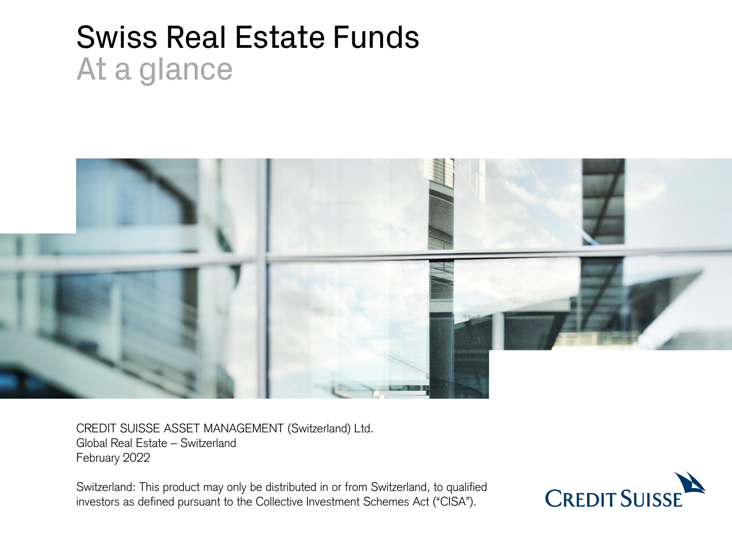# Swiss Real Estate Funds

## At a glance

CREDIT SUISSE ASSET MANAGEMENT (Switzerland) Ltd.
Global Real Estate – Switzerland
February 2022

Switzerland: This product may only be distributed in or from Switzerland, to qualified investors as defined pursuant to the Collective Investment Schemes Act ("CISA").

CREDIT SUISSE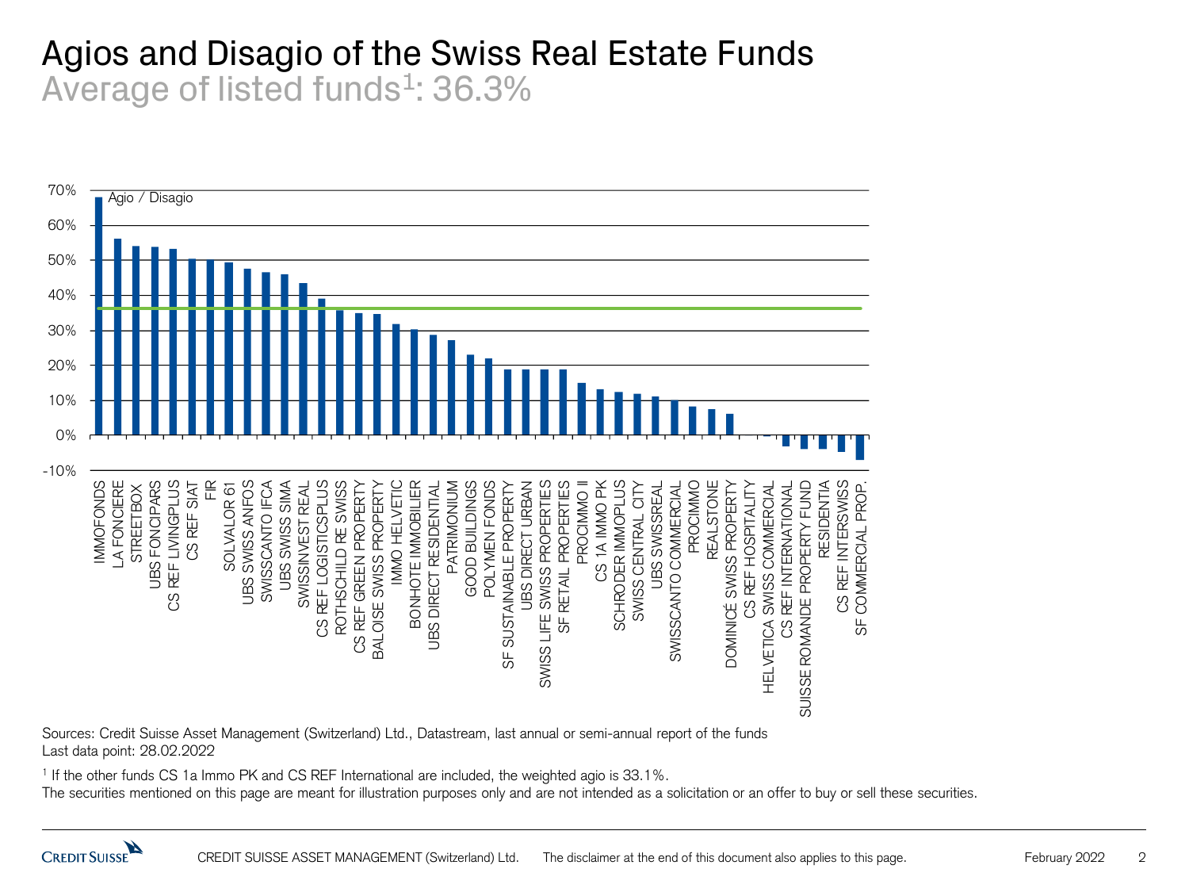# Agios and Disagio of the Swiss Real Estate Funds

## Average of listed funds[1]: 36.3%

Agio / Disagio

| Fund | Agio / Disagio |
|---|---|
| IMMOFONDS | ~68% |
| LA FONCIERE | ~56% |
| STREETBOX | ~54% |
| UBS FONCIPARS | ~54% |
| CS REF LIVINGPLUS | ~53% |
| CS REF SIAT | ~50% |
| FIR | ~50% |
| SOLVALOR 61 | ~49% |
| UBS SWISS ANFOS | ~47% |
| SWISSCANTO IFCA | ~46% |
| UBS SWISS SIMA | ~46% |
| SWISSINVEST REAL | ~43% |
| CS REF LOGISTICSPLUS | ~39% |
| ROTHSCHILD RE SWISS | ~36% |
| CS REF GREEN PROPERTY | ~35% |
| BALOISE SWISS PROPERTY | ~35% |
| IMMO HELVETIC | ~32% |
| BONHOTE IMMOBILIER | ~30% |
| UBS DIRECT RESIDENTIAL | ~29% |
| PATRIMONIUM | ~27% |
| GOOD BUILDINGS | ~23% |
| POLYMEN FONDS | ~22% |
| SF SUSTAINABLE PROPERTY | ~19% |
| UBS DIRECT URBAN | ~19% |
| SWISS LIFE SWISS PROPERTIES | ~19% |
| SF RETAIL PROPERTIES | ~19% |
| PROCIMMO II | ~15% |
| CS 1A IMMO PK | ~13% |
| SCHRODER IMMOPLUS | ~12% |
| SWISS CENTRAL CITY | ~12% |
| UBS SWISSREAL | ~11% |
| SWISSCANTO COMMERCIAL | ~10% |
| PROCIMMO | ~8% |
| REALSTONE | ~7% |
| DOMINICÉ SWISS PROPERTY | ~6% |
| CS REF HOSPITALITY | ~0% |
| HELVETICA SWISS COMMERCIAL | ~0% |
| CS REF INTERNATIONAL | ~-3% |
| SUISSE ROMANDE PROPERTY FUND | ~-4% |
| RESIDENTIA | ~-4% |
| CS REF INTERSWISS | ~-5% |
| SF COMMERCIAL PROP. | ~-7% |

Sources: Credit Suisse Asset Management (Switzerland) Ltd., Datastream, last annual or semi-annual report of the funds
Last data point: 28.02.2022

[1] If the other funds CS 1a Immo PK and CS REF International are included, the weighted agio is 33.1%.

The securities mentioned on this page are meant for illustration purposes only and are not intended as a solicitation or an offer to buy or sell these securities.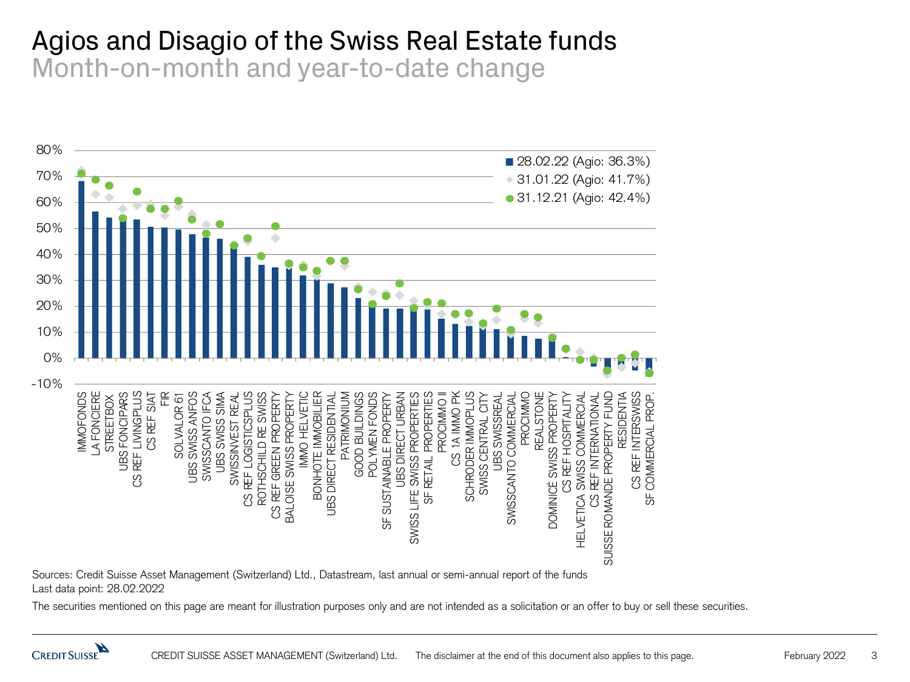# Agios and Disagio of the Swiss Real Estate funds

## Month-on-month and year-to-date change

Legend:
- 28.02.22 (Agio: 36.3%)
- 31.01.22 (Agio: 41.7%)
- 31.12.21 (Agio: 42.4%)

Y-axis: 80%, 70%, 60%, 50%, 40%, 30%, 20%, 10%, 0%, -10%

Funds: IMMOFONDS, LA FONCIERE, STREETBOX, UBS FONCIPARS, CS REF LIVINGPLUS, CS REF SIAT, FIR, SOLVALOR 61, UBS SWISS ANFOS, SWISSCANTO IFCA, UBS SWISS SIMA, SWISSINVEST REAL, CS REF LOGISTICSPLUS, ROTHSCHILD RE SWISS, CS REF GREEN PROPERTY, BALOISE SWISS PROPERTY, IMMO HELVETIC, BONHOTE IMMOBILIER, UBS DIRECT RESIDENTIAL, PATRIMONIUM, GOOD BUILDINGS, POLYMEN FONDS, SF SUSTAINABLE PROPERTY, UBS DIRECT URBAN, SWISS LIFE SWISS PROPERTIES, SF RETAIL PROPERTIES, PROCIMMO II, CS 1A IMMO PK, SCHRODER IMMOPLUS, SWISS CENTRAL CITY, UBS SWISSREAL, SWISSCANTO COMMERCIAL, PROCIMMO, REALSTONE, DOMINICÉ SWISS PROPERTY, CS REF HOSPITALITY, HELVETICA SWISS COMMERCIAL, CS REF INTERNATIONAL, SUISSE ROMANDE PROPERTY FUND, RESIDENTIA, CS REF INTERSWISS, SF COMMERCIAL PROP.

Sources: Credit Suisse Asset Management (Switzerland) Ltd., Datastream, last annual or semi-annual report of the funds
Last data point: 28.02.2022

The securities mentioned on this page are meant for illustration purposes only and are not intended as a solicitation or an offer to buy or sell these securities.

CREDIT SUISSE ASSET MANAGEMENT (Switzerland) Ltd. The disclaimer at the end of this document also applies to this page.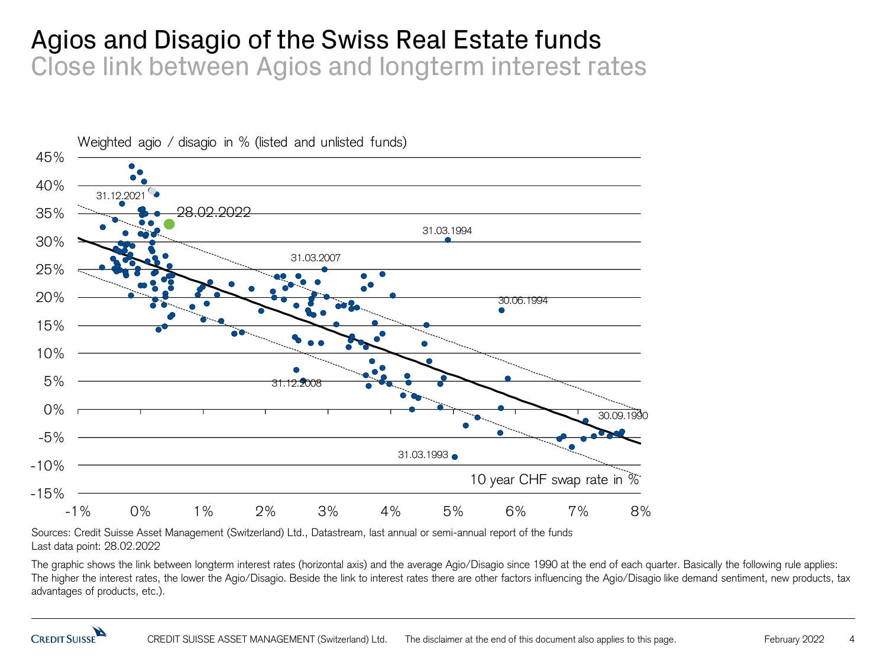# Agios and Disagio of the Swiss Real Estate funds

## Close link between Agios and longterm interest rates

Weighted agio / disagio in % (listed and unlisted funds)

45%
40%
35%
30%
25%
20%
15%
10%
5%
0%
-5%
-10%
-15%

-1% 0% 1% 2% 3% 4% 5% 6% 7% 8%

31.12.2021
28.02.2022
31.03.1994
31.03.2007
30.06.1994
31.12.2008
30.09.1990
31.03.1993

10 year CHF swap rate in %

Sources: Credit Suisse Asset Management (Switzerland) Ltd., Datastream, last annual or semi-annual report of the funds
Last data point: 28.02.2022

The graphic shows the link between longterm interest rates (horizontal axis) and the average Agio/Disagio since 1990 at the end of each quarter. Basically the following rule applies: The higher the interest rates, the lower the Agio/Disagio. Beside the link to interest rates there are other factors influencing the Agio/Disagio like demand sentiment, new products, tax advantages of products, etc.).

CREDIT SUISSE ASSET MANAGEMENT (Switzerland) Ltd. The disclaimer at the end of this document also applies to this page. February 2022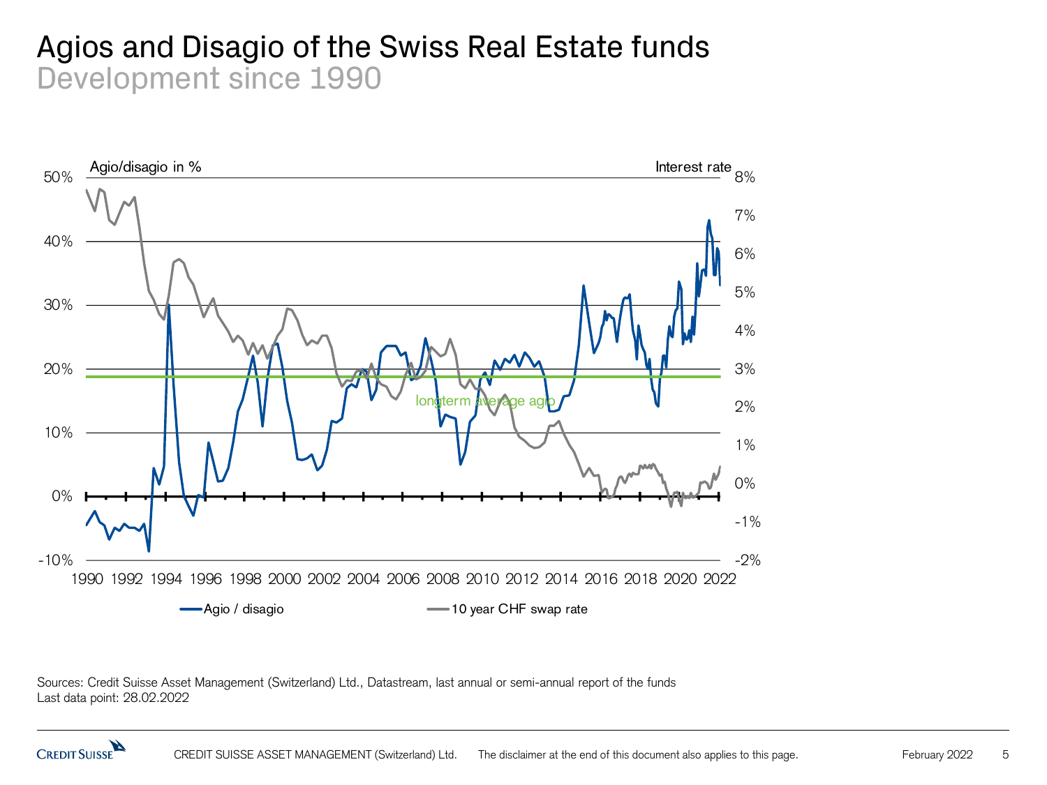# Agios and Disagio of the Swiss Real Estate funds

## Development since 1990

Sources: Credit Suisse Asset Management (Switzerland) Ltd., Datastream, last annual or semi-annual report of the funds
Last data point: 28.02.2022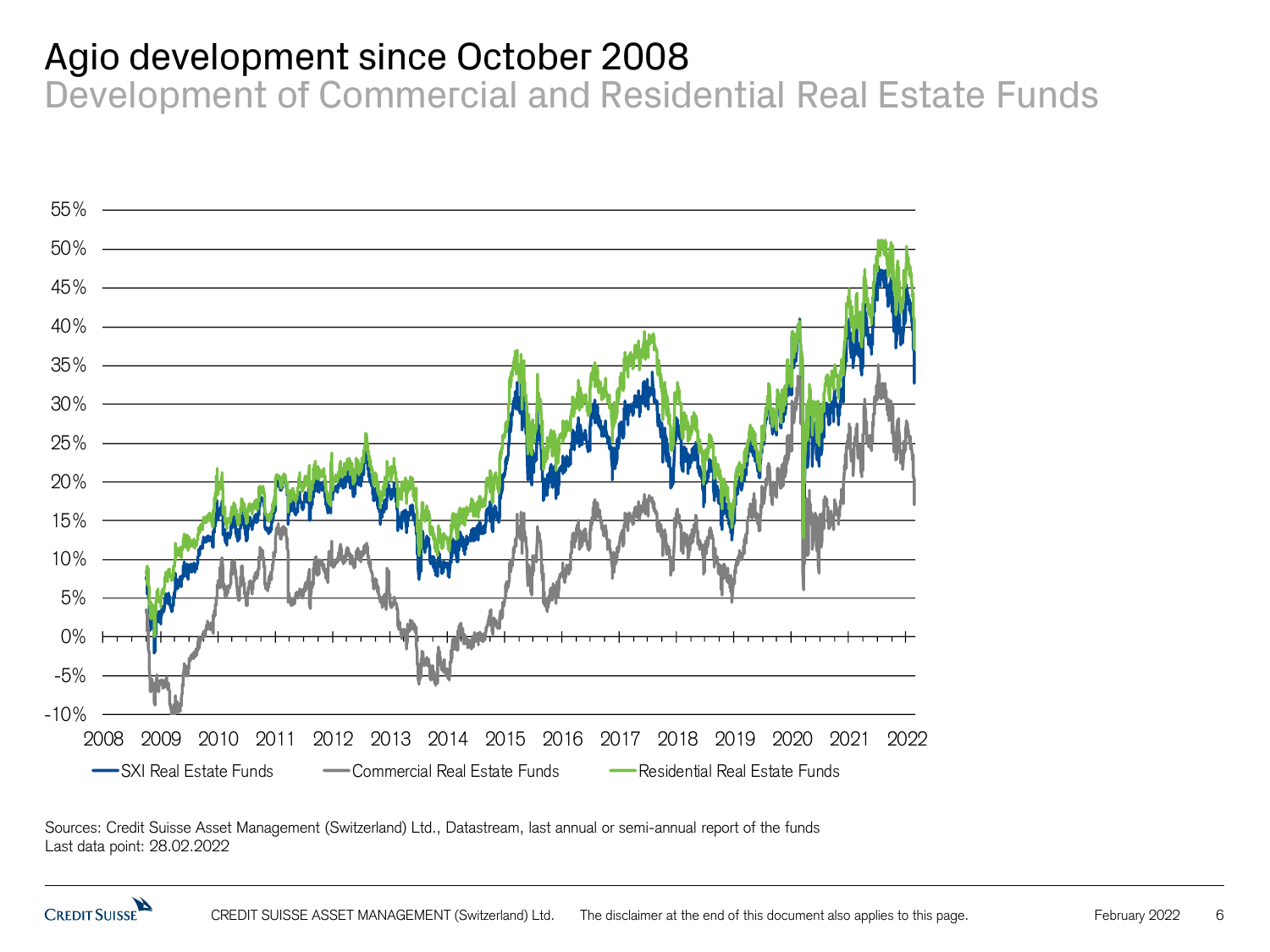# Agio development since October 2008

## Development of Commercial and Residential Real Estate Funds

Sources: Credit Suisse Asset Management (Switzerland) Ltd., Datastream, last annual or semi-annual report of the funds
Last data point: 28.02.2022

CREDIT SUISSE ASSET MANAGEMENT (Switzerland) Ltd. The disclaimer at the end of this document also applies to this page.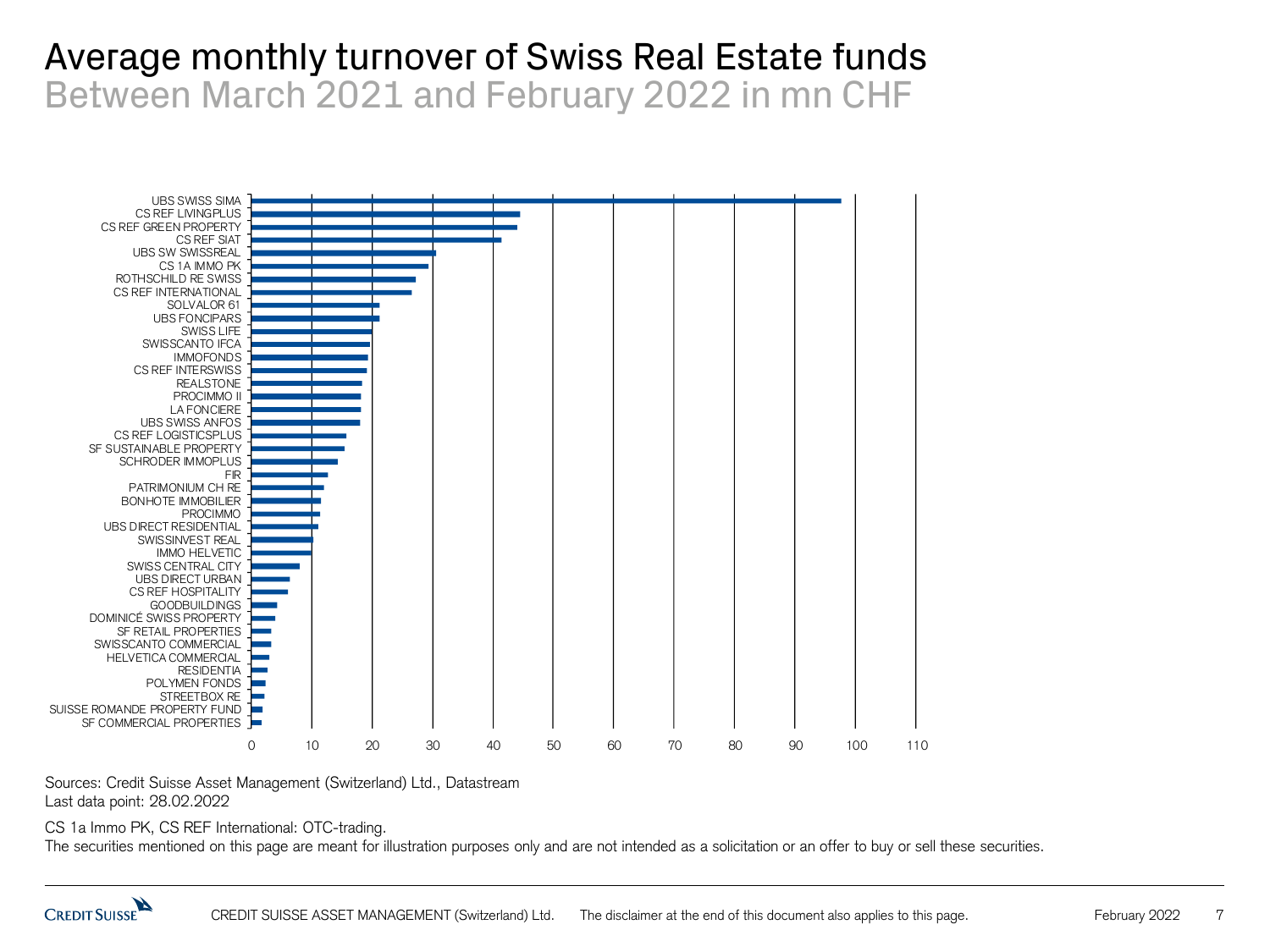# Average monthly turnover of Swiss Real Estate funds

## Between March 2021 and February 2022 in mn CHF

UBS SWISS SIMA
CS REF LIVINGPLUS
CS REF GREEN PROPERTY
CS REF SIAT
UBS SW SWISSREAL
CS 1A IMMO PK
ROTHSCHILD RE SWISS
CS REF INTERNATIONAL
SOLVALOR 61
UBS FONCIPARS
SWISS LIFE
SWISSCANTO IFCA
IMMOFONDS
CS REF INTERSWISS
REALSTONE
PROCIMMO II
LA FONCIERE
UBS SWISS ANFOS
CS REF LOGISTICSPLUS
SF SUSTAINABLE PROPERTY
SCHRODER IMMOPLUS
FIR
PATRIMONIUM CH RE
BONHOTE IMMOBILIER
PROCIMMO
UBS DIRECT RESIDENTIAL
SWISSINVEST REAL
IMMO HELVETIC
SWISS CENTRAL CITY
UBS DIRECT URBAN
CS REF HOSPITALITY
GOODBUILDINGS
DOMINICÉ SWISS PROPERTY
SF RETAIL PROPERTIES
SWISSCANTO COMMERCIAL
HELVETICA COMMERCIAL
RESIDENTIA
POLYMEN FONDS
STREETBOX RE
SUISSE ROMANDE PROPERTY FUND
SF COMMERCIAL PROPERTIES

0 10 20 30 40 50 60 70 80 90 100 110

Sources: Credit Suisse Asset Management (Switzerland) Ltd., Datastream
Last data point: 28.02.2022

CS 1a Immo PK, CS REF International: OTC-trading.
The securities mentioned on this page are meant for illustration purposes only and are not intended as a solicitation or an offer to buy or sell these securities.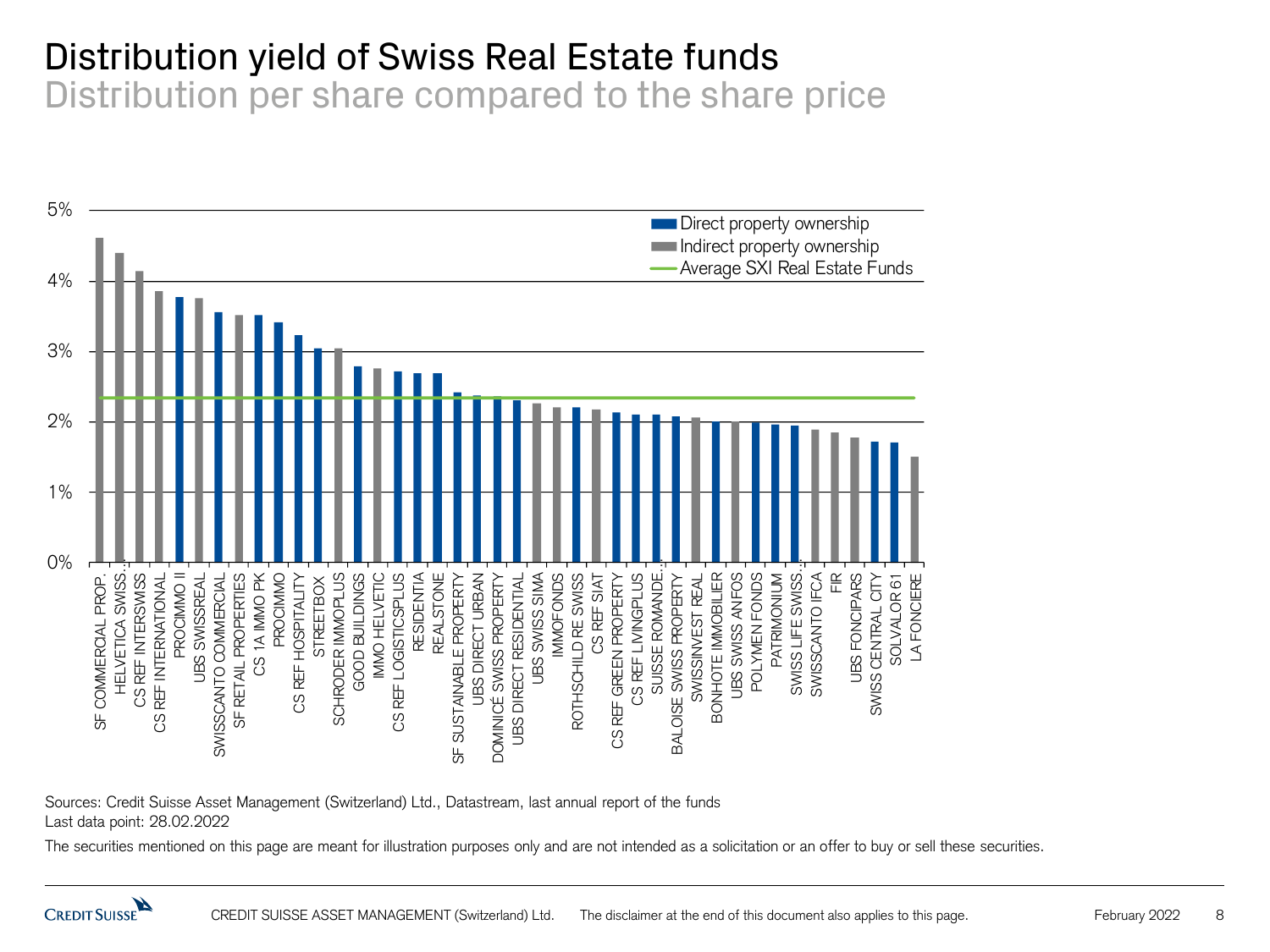# Distribution yield of Swiss Real Estate funds

## Distribution per share compared to the share price

5%
4%
3%
2%
1%
0%

- Direct property ownership
- Indirect property ownership
- Average SXI Real Estate Funds

SF COMMERCIAL PROP., HELVETICA SWISS..., CS REF INTERSWISS, CS REF INTERNATIONAL, PROCIMMO II, UBS SWISSREAL, SWISSCANTO COMMERCIAL, SF RETAIL PROPERTIES, CS 1A IMMO PK, PROCIMMO, CS REF HOSPITALITY, STREETBOX, SCHRODER IMMOPLUS, GOOD BUILDINGS, IMMO HELVETIC, CS REF LOGISTICSPLUS, RESIDENTIA, REALSTONE, SF SUSTAINABLE PROPERTY, UBS DIRECT URBAN, DOMINICÉ SWISS PROPERTY, UBS DIRECT RESIDENTIAL, UBS SWISS SIMA, IMMOFONDS, ROTHSCHILD RE SWISS, CS REF SIAT, CS REF GREEN PROPERTY, CS REF LIVINGPLUS, SUISSE ROMANDE..., BALOISE SWISS PROPERTY, SWISSINVEST REAL, BONHOTE IMMOBILIER, UBS SWISS ANFOS, POLYMEN FONDS, PATRIMONIUM, SWISS LIFE SWISS..., SWISSCANTO IFCA, FIR, UBS FONCIPARS, SWISS CENTRAL CITY, SOLVALOR 61, LA FONCIERE

Sources: Credit Suisse Asset Management (Switzerland) Ltd., Datastream, last annual report of the funds
Last data point: 28.02.2022

The securities mentioned on this page are meant for illustration purposes only and are not intended as a solicitation or an offer to buy or sell these securities.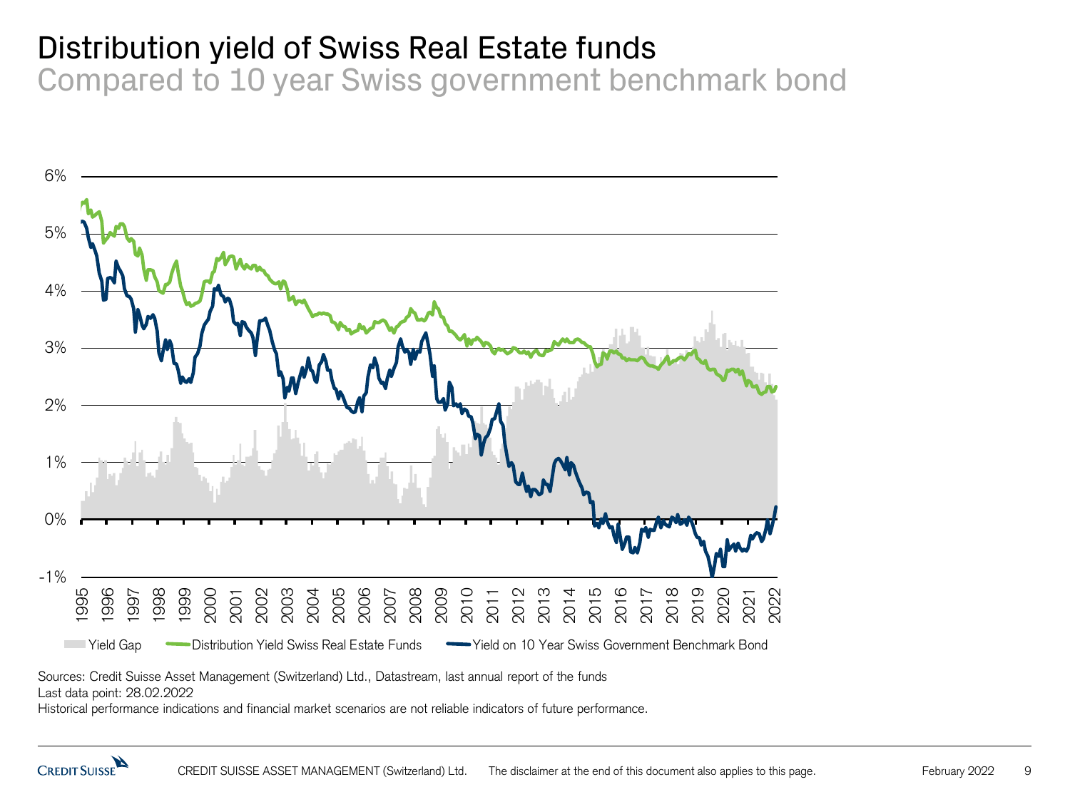# Distribution yield of Swiss Real Estate funds

## Compared to 10 year Swiss government benchmark bond

Yield Gap | Distribution Yield Swiss Real Estate Funds | Yield on 10 Year Swiss Government Benchmark Bond

Sources: Credit Suisse Asset Management (Switzerland) Ltd., Datastream, last annual report of the funds
Last data point: 28.02.2022
Historical performance indications and financial market scenarios are not reliable indicators of future performance.

CREDIT SUISSE ASSET MANAGEMENT (Switzerland) Ltd. The disclaimer at the end of this document also applies to this page.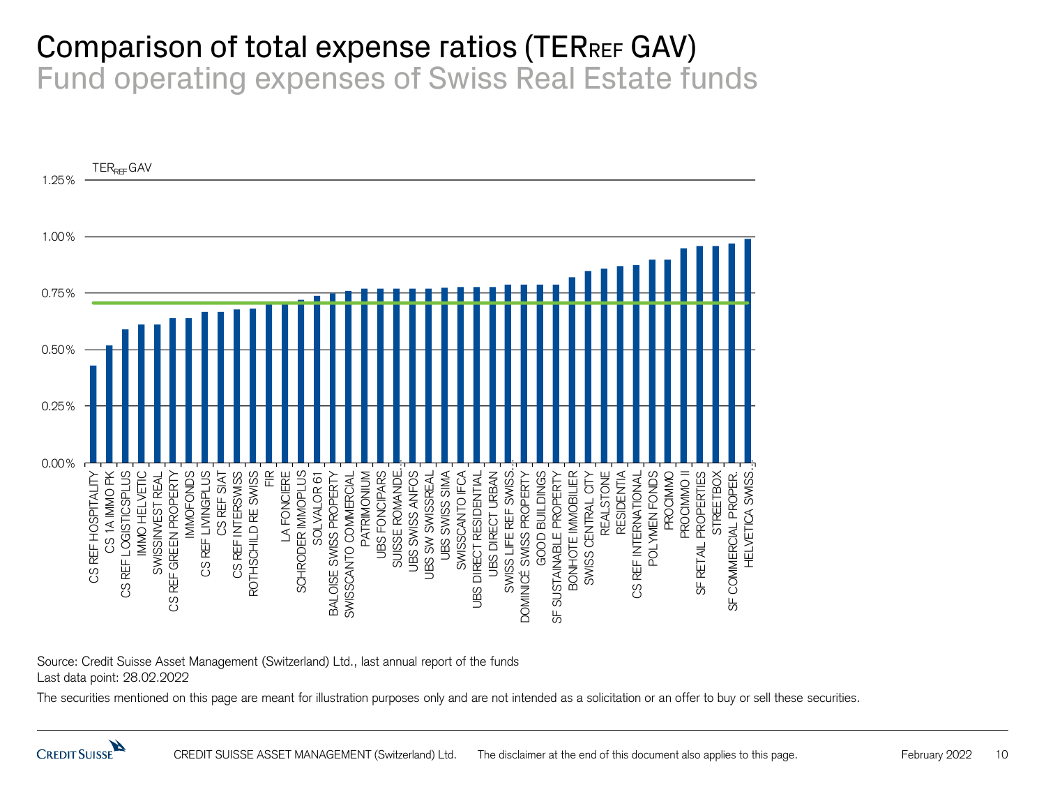# Comparison of total expense ratios ($TER_{REF}$ GAV)

## Fund operating expenses of Swiss Real Estate funds

$TER_{REF}$ GAV

1.25%
1.00%
0.75%
0.50%
0.25%
0.00%

CS REF HOSPITALITY, CS 1A IMMO PK, CS REF LOGISTICSPLUS, IMMO HELVETIC, SWISSINVEST REAL, CS REF GREEN PROPERTY, IMMOFONDS, CS REF LIVINGPLUS, CS REF SIAT, CS REF INTERSWISS, ROTHSCHILD RE SWISS, FIR, LA FONCIERE, SCHRODER IMMOPLUS, SOLVALOR 61, BALOISE SWISS PROPERTY, SWISSCANTO COMMERCIAL, PATRIMONIUM, UBS FONCIPARS, SUISSE ROMANDE..., UBS SWISS ANFOS, UBS SW SWISSREAL, UBS SWISS SIMA, SWISSCANTO IFCA, UBS DIRECT RESIDENTIAL, UBS DIRECT URBAN, SWISS LIFE REF SWISS..., DOMINICÉ SWISS PROPERTY, GOOD BUILDINGS, SF SUSTAINABLE PROPERTY, BONHOTE IMMOBILIER, SWISS CENTRAL CITY, REALSTONE, RESIDENTIA, CS REF INTERNATIONAL, POLYMEN FONDS, PROCIMMO, PROCIMMO II, SF RETAIL PROPERTIES, STREETBOX, SF COMMERCIAL PROPER., HELVETICA SWISS...

Source: Credit Suisse Asset Management (Switzerland) Ltd., last annual report of the funds
Last data point: 28.02.2022

The securities mentioned on this page are meant for illustration purposes only and are not intended as a solicitation or an offer to buy or sell these securities.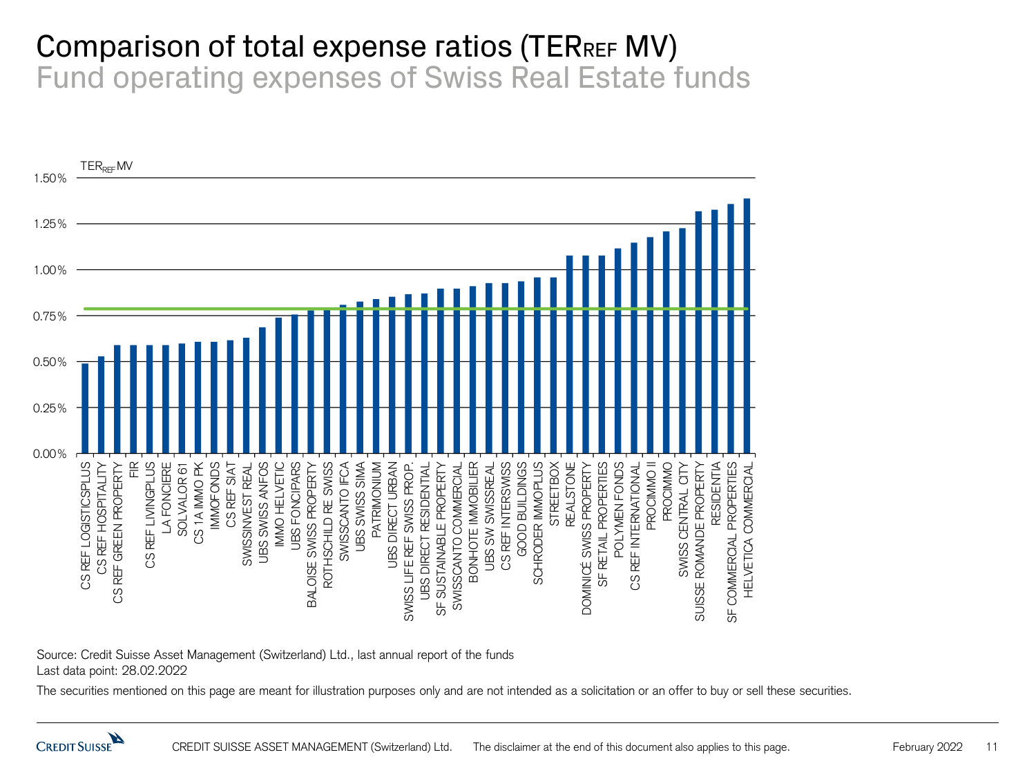# Comparison of total expense ratios ($TER_{REF}$ MV)

## Fund operating expenses of Swiss Real Estate funds

$TER_{REF}$ MV

| Fund | $TER_{REF}$ MV (approx.) |
|---|---|
| CS REF LOGISTICSPLUS | 0.49% |
| CS REF HOSPITALITY | 0.53% |
| CS REF GREEN PROPERTY | 0.59% |
| FIR | 0.59% |
| CS REF LIVINGPLUS | 0.59% |
| LA FONCIERE | 0.59% |
| SOLVALOR 61 | 0.60% |
| CS 1A IMMO PK | 0.61% |
| IMMOFONDS | 0.61% |
| CS REF SIAT | 0.62% |
| SWISSINVEST REAL | 0.63% |
| UBS SWISS ANFOS | 0.69% |
| IMMO HELVETIC | 0.74% |
| UBS FONCIPARS | 0.76% |
| BALOISE SWISS PROPERTY | 0.78% |
| ROTHSCHILD RE SWISS | 0.78% |
| SWISSCANTO IFCA | 0.81% |
| UBS SWISS SIMA | 0.83% |
| PATRIMONIUM | 0.84% |
| UBS DIRECT URBAN | 0.85% |
| SWISS LIFE REF SWISS PROP. | 0.87% |
| UBS DIRECT RESIDENTIAL | 0.87% |
| SF SUSTAINABLE PROPERTY | 0.90% |
| SWISSCANTO COMMERCIAL | 0.90% |
| BONHOTE IMMOBILIER | 0.91% |
| UBS SW SWISSREAL | 0.93% |
| CS REF INTERSWISS | 0.93% |
| GOOD BUILDINGS | 0.94% |
| SCHRÖDER IMMOPLUS | 0.96% |
| STREETBOX | 0.96% |
| REALSTONE | 1.08% |
| DOMINICÉ SWISS PROPERTY | 1.08% |
| SF RETAIL PROPERTIES | 1.08% |
| POLYMEN FONDS | 1.12% |
| CS REF INTERNATIONAL | 1.15% |
| PROCIMMO II | 1.18% |
| PROCIMMO | 1.21% |
| SWISS CENTRAL CITY | 1.23% |
| SUISSE ROMANDE PROPERTY | 1.32% |
| RESIDENTIA | 1.33% |
| SF COMMERCIAL PROPERTIES | 1.36% |
| HELVETICA COMMERCIAL | 1.39% |

Average line: approx. 0.79%

Source: Credit Suisse Asset Management (Switzerland) Ltd., last annual report of the funds
Last data point: 28.02.2022

The securities mentioned on this page are meant for illustration purposes only and are not intended as a solicitation or an offer to buy or sell these securities.

CREDIT SUISSE ASSET MANAGEMENT (Switzerland) Ltd. The disclaimer at the end of this document also applies to this page. February 2022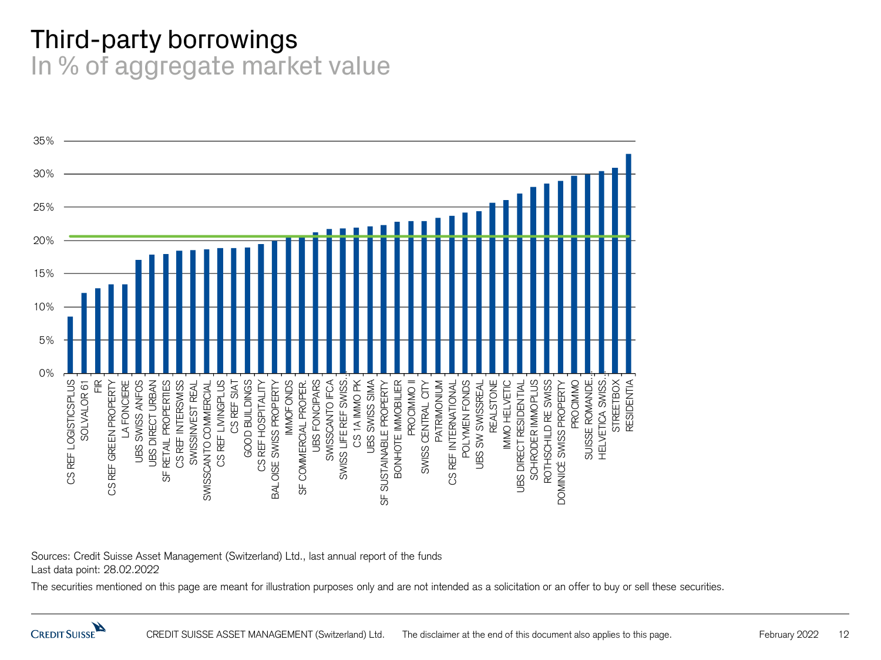# Third-party borrowings

## In % of aggregate market value

| Fund | Third-party borrowings (approx.) |
|---|---|
| CS REF LOGISTICSPLUS | 8.5% |
| SOLVALOR 61 | 12.0% |
| FIR | 12.8% |
| CS REF GREEN PROPERTY | 13.3% |
| LA FONCIERE | 13.3% |
| UBS SWISS ANFOS | 17.0% |
| UBS DIRECT URBAN | 17.8% |
| SF RETAIL PROPERTIES | 17.9% |
| CS REF INTERSWISS | 18.4% |
| SWISSINVEST REAL | 18.5% |
| SWISSCANTO COMMERCIAL | 18.6% |
| CS REF LIVINGPLUS | 18.8% |
| CS REF SIAT | 18.8% |
| GOOD BUILDINGS | 18.9% |
| CS REF HOSPITALITY | 19.4% |
| BALOISE SWISS PROPERTY | 19.9% |
| IMMOFONDS | 20.5% |
| SF COMMERCIAL PROPER. | 20.5% |
| UBS FONCIPARS | 21.1% |
| SWISSCANTO IFCA | 21.6% |
| SWISS LIFE REF SWISS... | 21.7% |
| CS 1A IMMO PK | 21.8% |
| UBS SWISS SIMA | 22.0% |
| SF SUSTAINABLE PROPERTY | 22.2% |
| BONHOTE IMMOBILIER | 22.7% |
| PROCIMMO II | 22.8% |
| SWISS CENTRAL CITY | 22.8% |
| PATRIMONIUM | 23.3% |
| CS REF INTERNATIONAL | 23.6% |
| POLYMEN FONDS | 24.1% |
| UBS SW SWISSREAL | 24.3% |
| REALSTONE | 25.6% |
| IMMO HELVETIC | 26.0% |
| UBS DIRECT RESIDENTIAL | 27.0% |
| SCHRODER IMMOPLUS | 28.0% |
| ROTHSCHILD RE SWISS | 28.5% |
| DOMINICÉ SWISS PROPERTY | 28.9% |
| PROCIMMO | 29.7% |
| SUISSE ROMANDE... | 29.9% |
| HELVETICA SWISS... | 30.4% |
| STREETBOX | 30.9% |
| RESIDENTIA | 33.0% |

Average line: approx. 20.6%

Sources: Credit Suisse Asset Management (Switzerland) Ltd., last annual report of the funds
Last data point: 28.02.2022

The securities mentioned on this page are meant for illustration purposes only and are not intended as a solicitation or an offer to buy or sell these securities.

CREDIT SUISSE ASSET MANAGEMENT (Switzerland) Ltd. The disclaimer at the end of this document also applies to this page. February 2022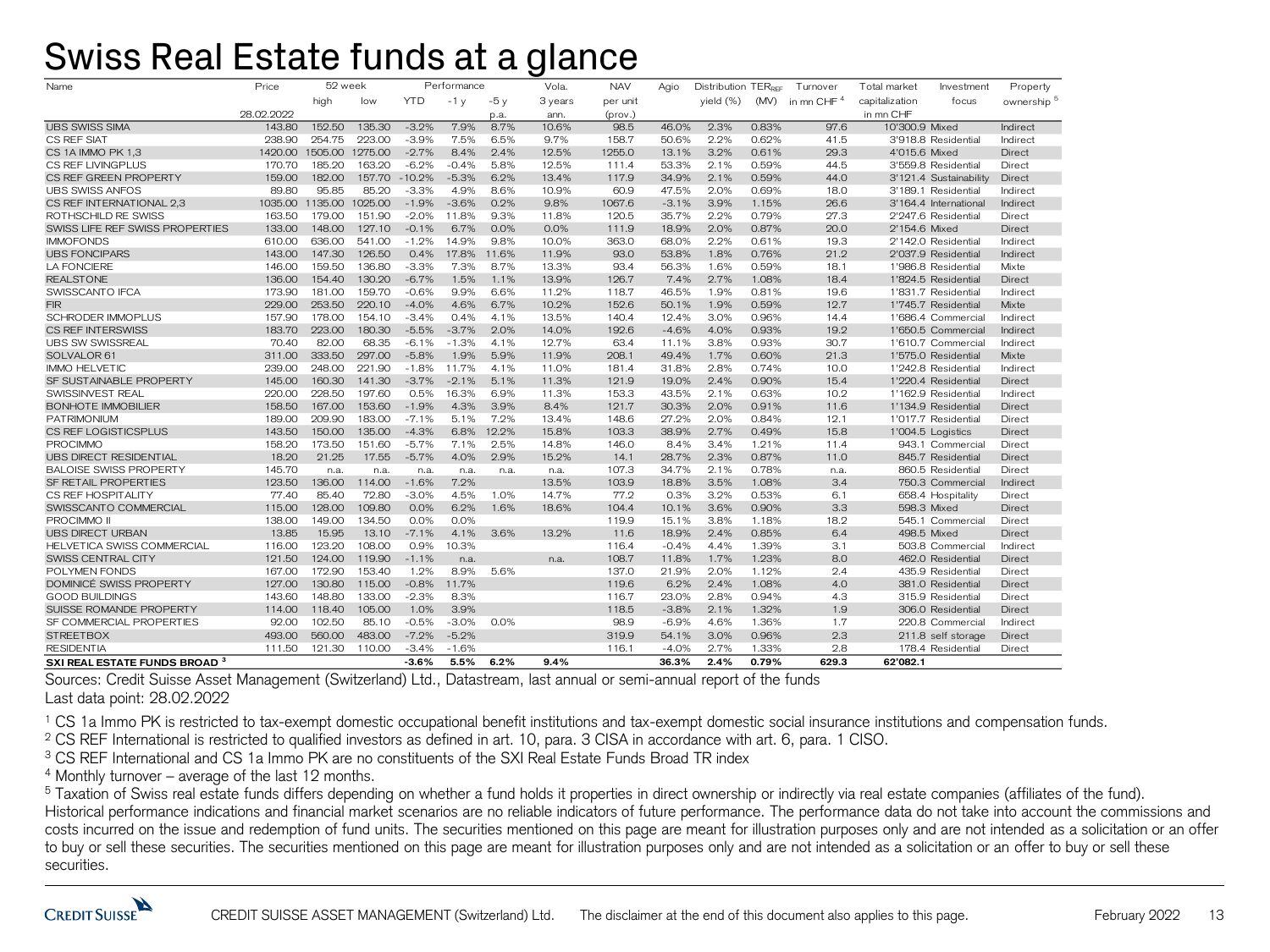# Swiss Real Estate funds at a glance

| Name | Price | 52 week high | 52 week low | Performance YTD | Performance -1 y | Performance -5 y p.a. | Vola. 3 years ann. | NAV per unit (prov.) | Agio | Distribution yield (%) | $TER_{REF}$ (MV) | Turnover in mn CHF [4] | Total market capitalization in mn CHF | Investment focus | Property ownership [5] |
|---|---|---|---|---|---|---|---|---|---|---|---|---|---|---|---|
| | 28.02.2022 | | | | | | | | | | | | | | |
| UBS SWISS SIMA | 143.80 | 152.50 | 135.30 | -3.2% | 7.9% | 8.7% | 10.6% | 98.5 | 46.0% | 2.3% | 0.83% | 97.6 | 10'300.9 | Mixed | Indirect |
| CS REF SIAT | 238.90 | 254.75 | 223.00 | -3.9% | 7.5% | 6.5% | 9.7% | 158.7 | 50.6% | 2.2% | 0.62% | 41.5 | 3'918.8 | Residential | Indirect |
| CS 1A IMMO PK 1,3 | 1420.00 | 1505.00 | 1275.00 | -2.7% | 8.4% | 2.4% | 12.5% | 1255.0 | 13.1% | 3.2% | 0.61% | 29.3 | 4'015.6 | Mixed | Direct |
| CS REF LIVINGPLUS | 170.70 | 185.20 | 163.20 | -6.2% | -0.4% | 5.8% | 12.5% | 111.4 | 53.3% | 2.1% | 0.59% | 44.5 | 3'559.8 | Residential | Direct |
| CS REF GREEN PROPERTY | 159.00 | 182.00 | 157.70 | -10.2% | -5.3% | 6.2% | 13.4% | 117.9 | 34.9% | 2.1% | 0.59% | 44.0 | 3'121.4 | Sustainability | Direct |
| UBS SWISS ANFOS | 89.80 | 95.85 | 85.20 | -3.3% | 4.9% | 8.6% | 10.9% | 60.9 | 47.5% | 2.0% | 0.69% | 18.0 | 3'189.1 | Residential | Indirect |
| CS REF INTERNATIONAL 2,3 | 1035.00 | 1135.00 | 1025.00 | -1.9% | -3.6% | 0.2% | 9.8% | 1067.6 | -3.1% | 3.9% | 1.15% | 26.6 | 3'164.4 | International | Indirect |
| ROTHSCHILD RE SWISS | 163.50 | 179.00 | 151.90 | -2.0% | 11.8% | 9.3% | 11.8% | 120.5 | 35.7% | 2.2% | 0.79% | 27.3 | 2'247.6 | Residential | Direct |
| SWISS LIFE REF SWISS PROPERTIES | 133.00 | 148.00 | 127.10 | -0.1% | 6.7% | 0.0% | 0.0% | 111.9 | 18.9% | 2.0% | 0.87% | 20.0 | 2'154.6 | Mixed | Direct |
| IMMOFONDS | 610.00 | 636.00 | 541.00 | -1.2% | 14.9% | 9.8% | 10.0% | 363.0 | 68.0% | 2.2% | 0.61% | 19.3 | 2'142.0 | Residential | Indirect |
| UBS FONCIPARS | 143.00 | 147.30 | 126.50 | 0.4% | 17.8% | 11.6% | 11.9% | 93.0 | 53.8% | 1.8% | 0.76% | 21.2 | 2'037.9 | Residential | Indirect |
| LA FONCIERE | 146.00 | 159.50 | 136.80 | -3.3% | 7.3% | 8.7% | 13.3% | 93.4 | 56.3% | 1.6% | 0.59% | 18.1 | 1'986.8 | Residential | Mixte |
| REALSTONE | 136.00 | 154.40 | 130.20 | -6.7% | 1.5% | 1.1% | 13.9% | 126.7 | 7.4% | 2.7% | 1.08% | 18.4 | 1'824.5 | Residential | Direct |
| SWISSCANTO IFCA | 173.90 | 181.00 | 159.70 | -0.6% | 9.9% | 6.6% | 11.2% | 118.7 | 46.5% | 1.9% | 0.81% | 19.6 | 1'831.7 | Residential | Indirect |
| FIR | 229.00 | 253.50 | 220.10 | -4.0% | 4.6% | 6.7% | 10.2% | 152.6 | 50.1% | 1.9% | 0.59% | 12.7 | 1'745.7 | Residential | Mixte |
| SCHRODER IMMOPLUS | 157.90 | 178.00 | 154.10 | -3.4% | 0.4% | 4.1% | 13.5% | 140.4 | 12.4% | 3.0% | 0.96% | 14.4 | 1'686.4 | Commercial | Indirect |
| CS REF INTERSWISS | 183.70 | 223.00 | 180.30 | -5.5% | -3.7% | 2.0% | 14.0% | 192.6 | -4.6% | 4.0% | 0.93% | 19.2 | 1'650.5 | Commercial | Indirect |
| UBS SW SWISSREAL | 70.40 | 82.00 | 68.35 | -6.1% | -1.3% | 4.1% | 12.7% | 63.4 | 11.1% | 3.8% | 0.93% | 30.7 | 1'610.7 | Commercial | Indirect |
| SOLVALOR 61 | 311.00 | 333.50 | 297.00 | -5.8% | 1.9% | 5.9% | 11.9% | 208.1 | 49.4% | 1.7% | 0.60% | 21.3 | 1'575.0 | Residential | Mixte |
| IMMO HELVETIC | 239.00 | 248.00 | 221.90 | -1.8% | 11.7% | 4.1% | 11.0% | 181.4 | 31.8% | 2.8% | 0.74% | 10.0 | 1'242.8 | Residential | Indirect |
| SF SUSTAINABLE PROPERTY | 145.00 | 160.30 | 141.30 | -3.7% | -2.1% | 5.1% | 11.3% | 121.9 | 19.0% | 2.4% | 0.90% | 15.4 | 1'220.4 | Residential | Direct |
| SWISSINVEST REAL | 220.00 | 228.50 | 197.60 | 0.5% | 16.3% | 6.9% | 11.3% | 153.3 | 43.5% | 2.1% | 0.63% | 10.2 | 1'162.9 | Residential | Indirect |
| BONHOTE IMMOBILIER | 158.50 | 167.00 | 153.60 | -1.9% | 4.3% | 3.9% | 8.4% | 121.7 | 30.3% | 2.0% | 0.91% | 11.6 | 1'134.9 | Residential | Direct |
| PATRIMONIUM | 189.00 | 209.90 | 183.00 | -7.1% | 5.1% | 7.2% | 13.4% | 148.6 | 27.2% | 2.0% | 0.84% | 12.1 | 1'017.7 | Residential | Direct |
| CS REF LOGISTICSPLUS | 143.50 | 150.00 | 135.00 | -4.3% | 6.8% | 12.2% | 15.8% | 103.3 | 38.9% | 2.7% | 0.49% | 15.8 | 1'004.5 | Logistics | Direct |
| PROCIMMO | 158.20 | 173.50 | 151.60 | -5.7% | 7.1% | 2.5% | 14.8% | 146.0 | 8.4% | 3.4% | 1.21% | 11.4 | 943.1 | Commercial | Direct |
| UBS DIRECT RESIDENTIAL | 18.20 | 21.25 | 17.55 | -5.7% | 4.0% | 2.9% | 15.2% | 14.1 | 28.7% | 2.3% | 0.87% | 11.0 | 845.7 | Residential | Direct |
| BALOISE SWISS PROPERTY | 145.70 | n.a. | n.a. | n.a. | n.a. | n.a. | n.a. | 107.3 | 34.7% | 2.1% | 0.78% | n.a. | 860.5 | Residential | Direct |
| SF RETAIL PROPERTIES | 123.50 | 136.00 | 114.00 | -1.6% | 7.2% | | 13.5% | 103.9 | 18.8% | 3.5% | 1.08% | 3.4 | 750.3 | Commercial | Indirect |
| CS REF HOSPITALITY | 77.40 | 85.40 | 72.80 | -3.0% | 4.5% | 1.0% | 14.7% | 77.2 | 0.3% | 3.2% | 0.53% | 6.1 | 658.4 | Hospitality | Direct |
| SWISSCANTO COMMERCIAL | 115.00 | 128.00 | 109.80 | 0.0% | 6.2% | 1.6% | 18.6% | 104.4 | 10.1% | 3.6% | 0.90% | 3.3 | 598.3 | Mixed | Direct |
| PROCIMMO II | 138.00 | 149.00 | 134.50 | 0.0% | 0.0% | | | 119.9 | 15.1% | 3.8% | 1.18% | 18.2 | 545.1 | Commercial | Direct |
| UBS DIRECT URBAN | 13.85 | 15.95 | 13.10 | -7.1% | 4.1% | 3.6% | 13.2% | 11.6 | 18.9% | 2.4% | 0.85% | 6.4 | 498.5 | Mixed | Direct |
| HELVETICA SWISS COMMERCIAL | 116.00 | 123.20 | 108.00 | 0.9% | 10.3% | | | 116.4 | -0.4% | 4.4% | 1.39% | 3.1 | 503.8 | Commercial | Indirect |
| SWISS CENTRAL CITY | 121.50 | 124.00 | 119.90 | -1.1% | n.a. | | n.a. | 108.7 | 11.8% | 1.7% | 1.23% | 8.0 | 462.0 | Residential | Direct |
| POLYMEN FONDS | 167.00 | 172.90 | 153.40 | 1.2% | 8.9% | 5.6% | | 137.0 | 21.9% | 2.0% | 1.12% | 2.4 | 435.9 | Residential | Direct |
| DOMINICÉ SWISS PROPERTY | 127.00 | 130.80 | 115.00 | -0.8% | 11.7% | | | 119.6 | 6.2% | 2.4% | 1.08% | 4.0 | 381.0 | Residential | Direct |
| GOOD BUILDINGS | 143.60 | 148.80 | 133.00 | -2.3% | 8.3% | | | 116.7 | 23.0% | 2.8% | 0.94% | 4.3 | 315.9 | Residential | Direct |
| SUISSE ROMANDE PROPERTY | 114.00 | 118.40 | 105.00 | 1.0% | 3.9% | | | 118.5 | -3.8% | 2.1% | 1.32% | 1.9 | 306.0 | Residential | Direct |
| SF COMMERCIAL PROPERTIES | 92.00 | 102.50 | 85.10 | -0.5% | -3.0% | 0.0% | | 98.9 | -6.9% | 4.6% | 1.36% | 1.7 | 220.8 | Commercial | Indirect |
| STREETBOX | 493.00 | 560.00 | 483.00 | -7.2% | -5.2% | | | 319.9 | 54.1% | 3.0% | 0.96% | 2.3 | 211.8 | self storage | Direct |
| RESIDENTIA | 111.50 | 121.30 | 110.00 | -3.4% | -1.6% | | | 116.1 | -4.0% | 2.7% | 1.33% | 2.8 | 178.4 | Residential | Direct |
| **SXI REAL ESTATE FUNDS BROAD [3]** | | | | **-3.6%** | **5.5%** | **6.2%** | **9.4%** | | **36.3%** | **2.4%** | **0.79%** | **629.3** | **62'082.1** | | |

Sources: Credit Suisse Asset Management (Switzerland) Ltd., Datastream, last annual or semi-annual report of the funds
Last data point: 28.02.2022

[1] CS 1a Immo PK is restricted to tax-exempt domestic occupational benefit institutions and tax-exempt domestic social insurance institutions and compensation funds.
[2] CS REF International is restricted to qualified investors as defined in art. 10, para. 3 CISA in accordance with art. 6, para. 1 CISO.
[3] CS REF International and CS 1a Immo PK are no constituents of the SXI Real Estate Funds Broad TR index
[4] Monthly turnover – average of the last 12 months.
[5] Taxation of Swiss real estate funds differs depending on whether a fund holds it properties in direct ownership or indirectly via real estate companies (affiliates of the fund).
Historical performance indications and financial market scenarios are no reliable indicators of future performance. The performance data do not take into account the commissions and costs incurred on the issue and redemption of fund units. The securities mentioned on this page are meant for illustration purposes only and are not intended as a solicitation or an offer to buy or sell these securities. The securities mentioned on this page are meant for illustration purposes only and are not intended as a solicitation or an offer to buy or sell these securities.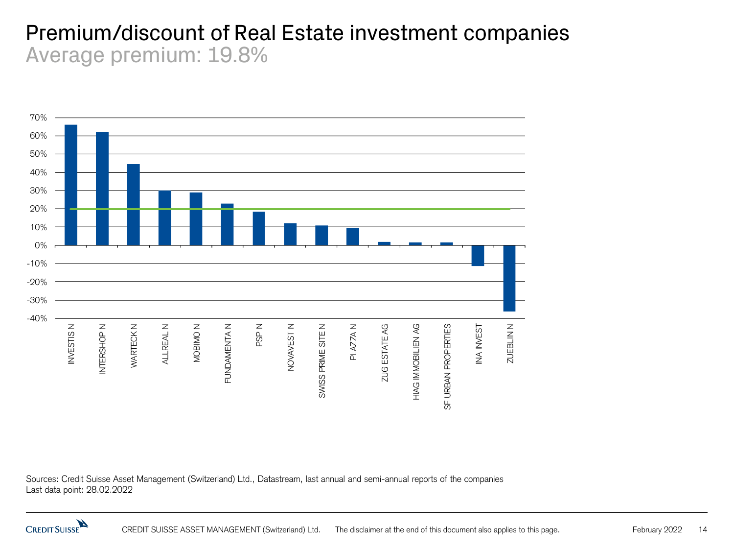# Premium/discount of Real Estate investment companies

## Average premium: 19.8%

Sources: Credit Suisse Asset Management (Switzerland) Ltd., Datastream, last annual and semi-annual reports of the companies
Last data point: 28.02.2022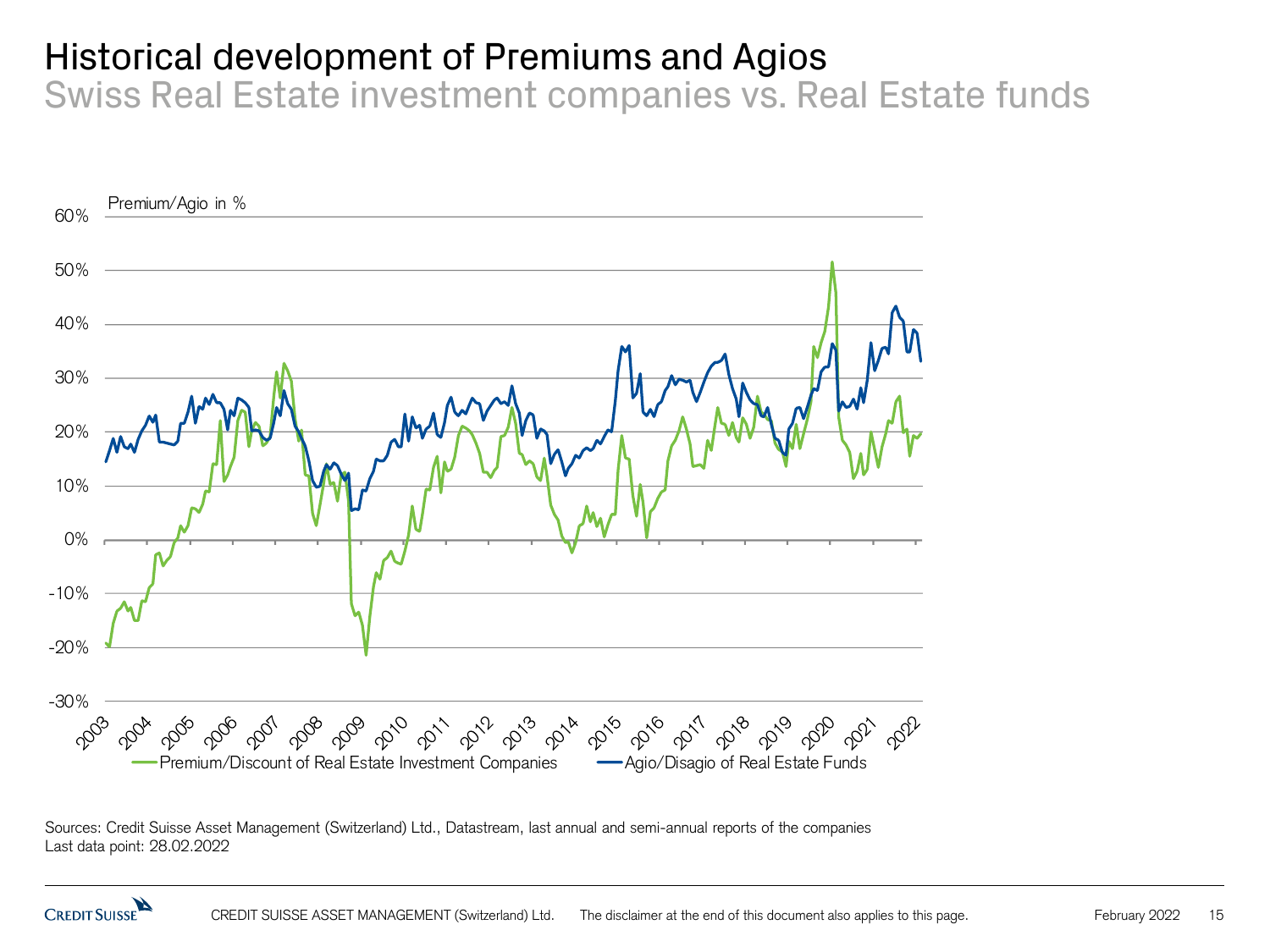# Historical development of Premiums and Agios

## Swiss Real Estate investment companies vs. Real Estate funds

Premium/Agio in %

60%
50%
40%
30%
20%
10%
0%
-10%
-20%
-30%

2003 2004 2005 2006 2007 2008 2009 2010 2011 2012 2013 2014 2015 2016 2017 2018 2019 2020 2021 2022

Premium/Discount of Real Estate Investment Companies — Agio/Disagio of Real Estate Funds

Sources: Credit Suisse Asset Management (Switzerland) Ltd., Datastream, last annual and semi-annual reports of the companies
Last data point: 28.02.2022

CREDIT SUISSE ASSET MANAGEMENT (Switzerland) Ltd. The disclaimer at the end of this document also applies to this page. February 2022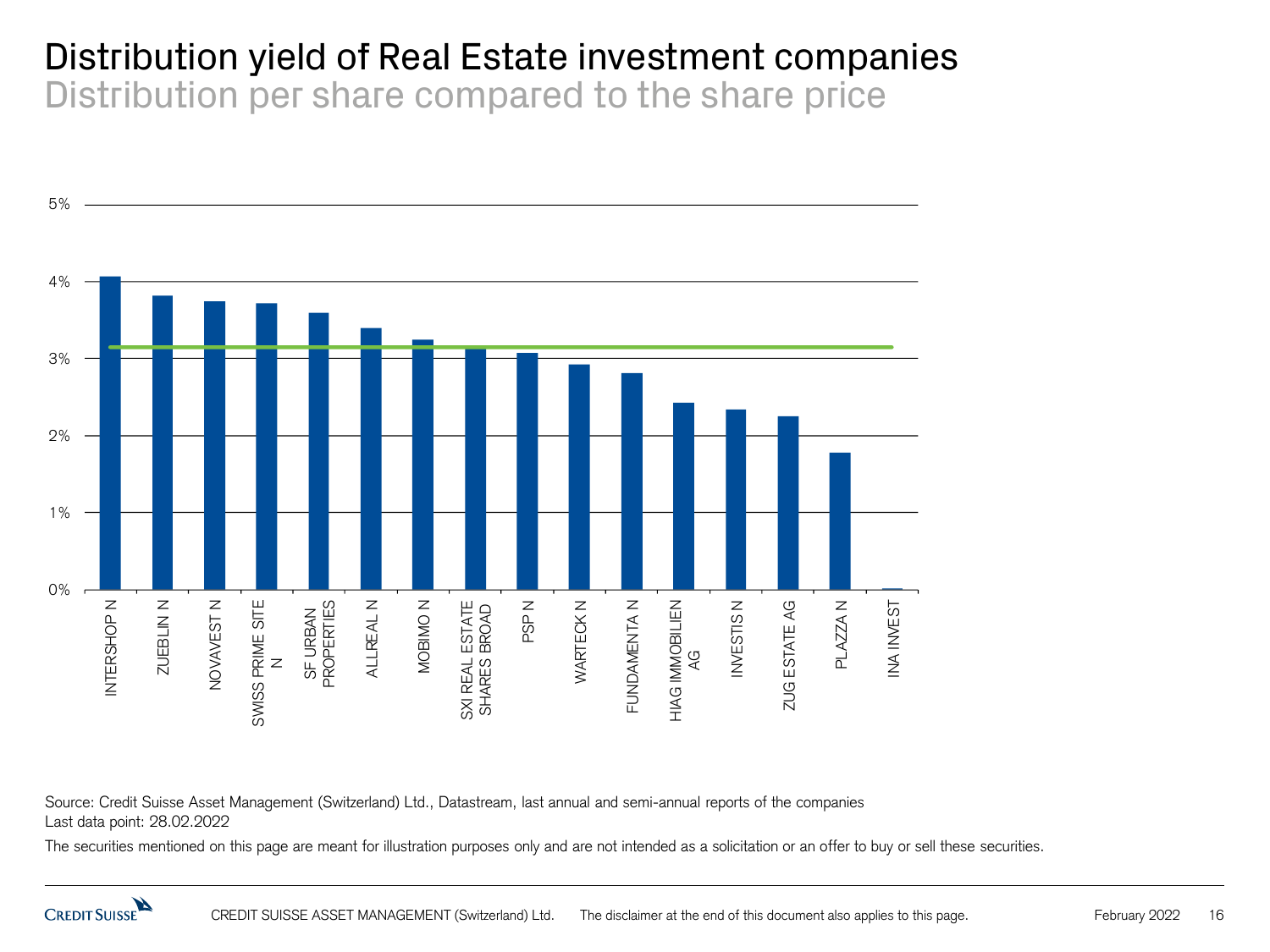# Distribution yield of Real Estate investment companies

## Distribution per share compared to the share price

5%

4%

3%

2%

1%

0%

INTERSHOP N

ZUEBLIN N

NOVAVEST N

SWISS PRIME SITE N

SF URBAN PROPERTIES

ALLREAL N

MOBIMO N

SXI REAL ESTATE SHARES BROAD

PSP N

WARTECK N

FUNDAMENTA N

HIAG IMMOBILIEN AG

INVESTIS N

ZUG ESTATE AG

PLAZZA N

INA INVEST

Source: Credit Suisse Asset Management (Switzerland) Ltd., Datastream, last annual and semi-annual reports of the companies
Last data point: 28.02.2022

The securities mentioned on this page are meant for illustration purposes only and are not intended as a solicitation or an offer to buy or sell these securities.

CREDIT SUISSE ASSET MANAGEMENT (Switzerland) Ltd. The disclaimer at the end of this document also applies to this page.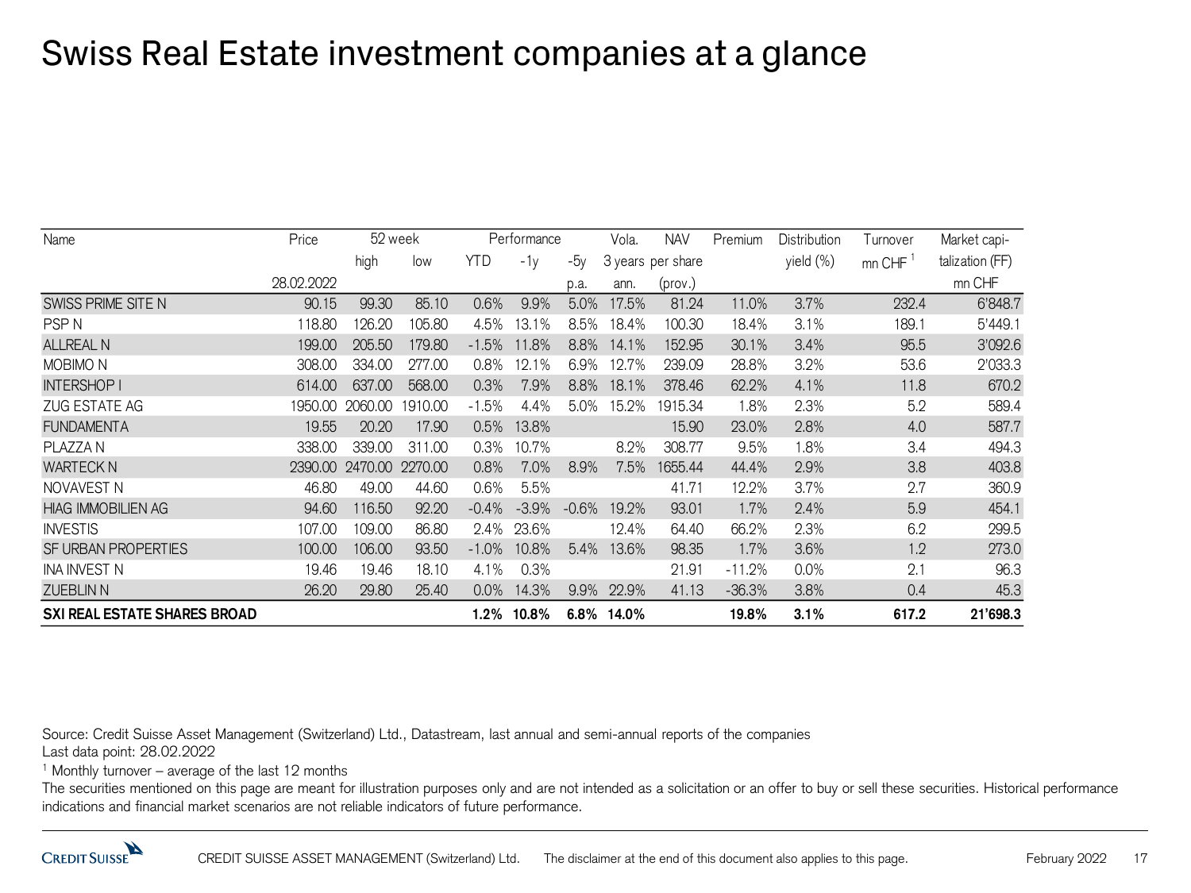# Swiss Real Estate investment companies at a glance

| Name | Price | 52 week | | Performance | | | Vola. | NAV | Premium | Distribution | Turnover | Market capi- |
|---|---|---|---|---|---|---|---|---|---|---|---|---|
| | | high | low | YTD | -1y | -5y | 3 years | per share | | yield (%) | mn CHF [1] | talization (FF) |
| | 28.02.2022 | | | | | p.a. | ann. | (prov.) | | | | mn CHF |
| SWISS PRIME SITE N | 90.15 | 99.30 | 85.10 | 0.6% | 9.9% | 5.0% | 17.5% | 81.24 | 11.0% | 3.7% | 232.4 | 6'848.7 |
| PSP N | 118.80 | 126.20 | 105.80 | 4.5% | 13.1% | 8.5% | 18.4% | 100.30 | 18.4% | 3.1% | 189.1 | 5'449.1 |
| ALLREAL N | 199.00 | 205.50 | 179.80 | -1.5% | 11.8% | 8.8% | 14.1% | 152.95 | 30.1% | 3.4% | 95.5 | 3'092.6 |
| MOBIMO N | 308.00 | 334.00 | 277.00 | 0.8% | 12.1% | 6.9% | 12.7% | 239.09 | 28.8% | 3.2% | 53.6 | 2'033.3 |
| INTERSHOP I | 614.00 | 637.00 | 568.00 | 0.3% | 7.9% | 8.8% | 18.1% | 378.46 | 62.2% | 4.1% | 11.8 | 670.2 |
| ZUG ESTATE AG | 1950.00 | 2060.00 | 1910.00 | -1.5% | 4.4% | 5.0% | 15.2% | 1915.34 | 1.8% | 2.3% | 5.2 | 589.4 |
| FUNDAMENTA | 19.55 | 20.20 | 17.90 | 0.5% | 13.8% | | | 15.90 | 23.0% | 2.8% | 4.0 | 587.7 |
| PLAZZA N | 338.00 | 339.00 | 311.00 | 0.3% | 10.7% | | 8.2% | 308.77 | 9.5% | 1.8% | 3.4 | 494.3 |
| WARTECK N | 2390.00 | 2470.00 | 2270.00 | 0.8% | 7.0% | 8.9% | 7.5% | 1655.44 | 44.4% | 2.9% | 3.8 | 403.8 |
| NOVAVEST N | 46.80 | 49.00 | 44.60 | 0.6% | 5.5% | | | 41.71 | 12.2% | 3.7% | 2.7 | 360.9 |
| HIAG IMMOBILIEN AG | 94.60 | 116.50 | 92.20 | -0.4% | -3.9% | -0.6% | 19.2% | 93.01 | 1.7% | 2.4% | 5.9 | 454.1 |
| INVESTIS | 107.00 | 109.00 | 86.80 | 2.4% | 23.6% | | 12.4% | 64.40 | 66.2% | 2.3% | 6.2 | 299.5 |
| SF URBAN PROPERTIES | 100.00 | 106.00 | 93.50 | -1.0% | 10.8% | 5.4% | 13.6% | 98.35 | 1.7% | 3.6% | 1.2 | 273.0 |
| INA INVEST N | 19.46 | 19.46 | 18.10 | 4.1% | 0.3% | | | 21.91 | -11.2% | 0.0% | 2.1 | 96.3 |
| ZUEBLIN N | 26.20 | 29.80 | 25.40 | 0.0% | 14.3% | 9.9% | 22.9% | 41.13 | -36.3% | 3.8% | 0.4 | 45.3 |
| **SXI REAL ESTATE SHARES BROAD** | | | | **1.2%** | **10.8%** | **6.8%** | **14.0%** | | **19.8%** | **3.1%** | **617.2** | **21'698.3** |

Source: Credit Suisse Asset Management (Switzerland) Ltd., Datastream, last annual and semi-annual reports of the companies
Last data point: 28.02.2022

[1] Monthly turnover – average of the last 12 months

The securities mentioned on this page are meant for illustration purposes only and are not intended as a solicitation or an offer to buy or sell these securities. Historical performance indications and financial market scenarios are not reliable indicators of future performance.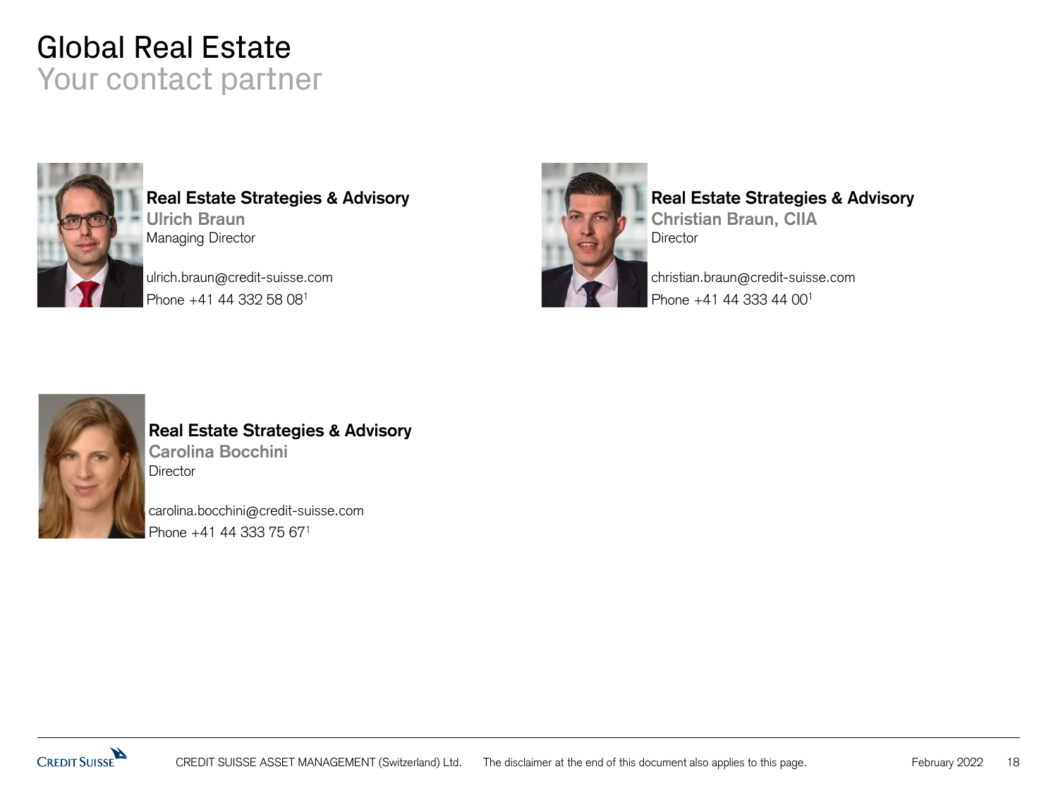# Global Real Estate
## Your contact partner

**Real Estate Strategies & Advisory**
**Ulrich Braun**
Managing Director

ulrich.braun@credit-suisse.com
Phone +41 44 332 58 08[1]

**Real Estate Strategies & Advisory**
**Christian Braun, CIIA**
Director

christian.braun@credit-suisse.com
Phone +41 44 333 44 00[1]

**Real Estate Strategies & Advisory**
**Carolina Bocchini**
Director

carolina.bocchini@credit-suisse.com
Phone +41 44 333 75 67[1]

CREDIT SUISSE ASSET MANAGEMENT (Switzerland) Ltd. The disclaimer at the end of this document also applies to this page.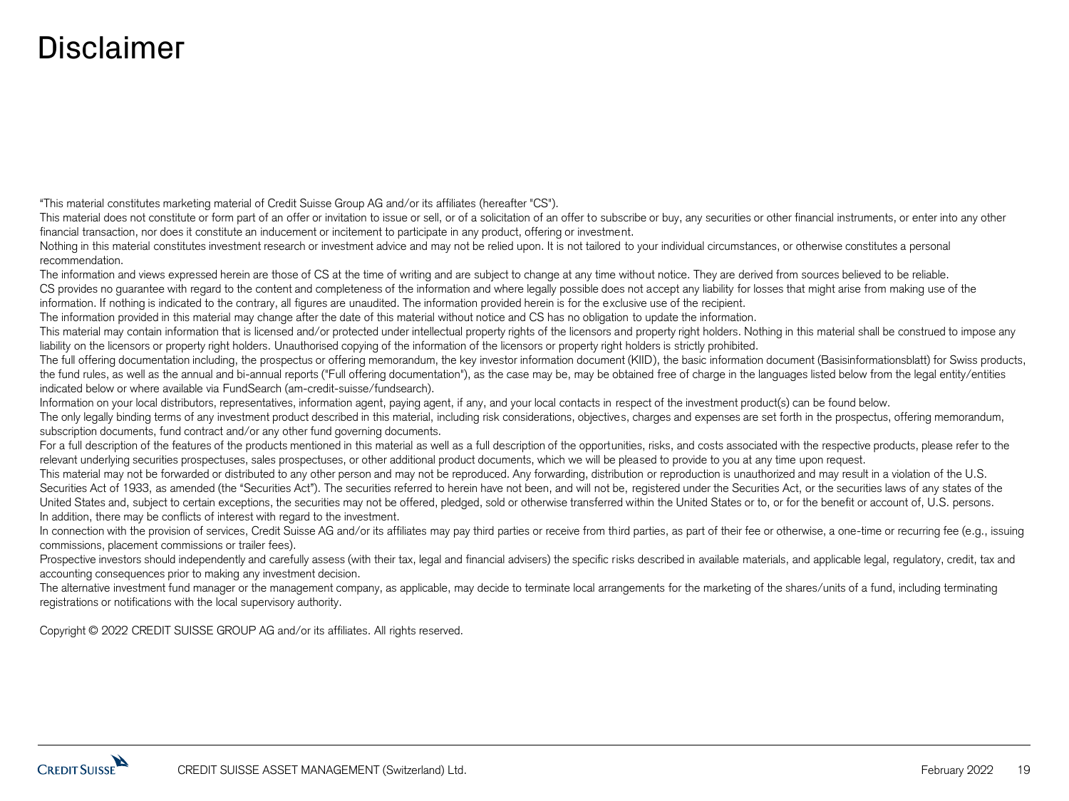# Disclaimer

"This material constitutes marketing material of Credit Suisse Group AG and/or its affiliates (hereafter "CS").

This material does not constitute or form part of an offer or invitation to issue or sell, or of a solicitation of an offer to subscribe or buy, any securities or other financial instruments, or enter into any other financial transaction, nor does it constitute an inducement or incitement to participate in any product, offering or investment.

Nothing in this material constitutes investment research or investment advice and may not be relied upon. It is not tailored to your individual circumstances, or otherwise constitutes a personal recommendation.

The information and views expressed herein are those of CS at the time of writing and are subject to change at any time without notice. They are derived from sources believed to be reliable.

CS provides no guarantee with regard to the content and completeness of the information and where legally possible does not accept any liability for losses that might arise from making use of the information. If nothing is indicated to the contrary, all figures are unaudited. The information provided herein is for the exclusive use of the recipient.

The information provided in this material may change after the date of this material without notice and CS has no obligation to update the information.

This material may contain information that is licensed and/or protected under intellectual property rights of the licensors and property right holders. Nothing in this material shall be construed to impose any liability on the licensors or property right holders. Unauthorised copying of the information of the licensors or property right holders is strictly prohibited.

The full offering documentation including, the prospectus or offering memorandum, the key investor information document (KIID), the basic information document (Basisinformationsblatt) for Swiss products, the fund rules, as well as the annual and bi-annual reports ("Full offering documentation"), as the case may be, may be obtained free of charge in the languages listed below from the legal entity/entities indicated below or where available via FundSearch (am-credit-suisse/fundsearch).

Information on your local distributors, representatives, information agent, paying agent, if any, and your local contacts in respect of the investment product(s) can be found below.

The only legally binding terms of any investment product described in this material, including risk considerations, objectives, charges and expenses are set forth in the prospectus, offering memorandum, subscription documents, fund contract and/or any other fund governing documents.

For a full description of the features of the products mentioned in this material as well as a full description of the opportunities, risks, and costs associated with the respective products, please refer to the relevant underlying securities prospectuses, sales prospectuses, or other additional product documents, which we will be pleased to provide to you at any time upon request.

This material may not be forwarded or distributed to any other person and may not be reproduced. Any forwarding, distribution or reproduction is unauthorized and may result in a violation of the U.S. Securities Act of 1933, as amended (the "Securities Act"). The securities referred to herein have not been, and will not be, registered under the Securities Act, or the securities laws of any states of the United States and, subject to certain exceptions, the securities may not be offered, pledged, sold or otherwise transferred within the United States or to, or for the benefit or account of, U.S. persons.

In addition, there may be conflicts of interest with regard to the investment.

In connection with the provision of services, Credit Suisse AG and/or its affiliates may pay third parties or receive from third parties, as part of their fee or otherwise, a one-time or recurring fee (e.g., issuing commissions, placement commissions or trailer fees).

Prospective investors should independently and carefully assess (with their tax, legal and financial advisers) the specific risks described in available materials, and applicable legal, regulatory, credit, tax and accounting consequences prior to making any investment decision.

The alternative investment fund manager or the management company, as applicable, may decide to terminate local arrangements for the marketing of the shares/units of a fund, including terminating registrations or notifications with the local supervisory authority.

Copyright © 2022 CREDIT SUISSE GROUP AG and/or its affiliates. All rights reserved.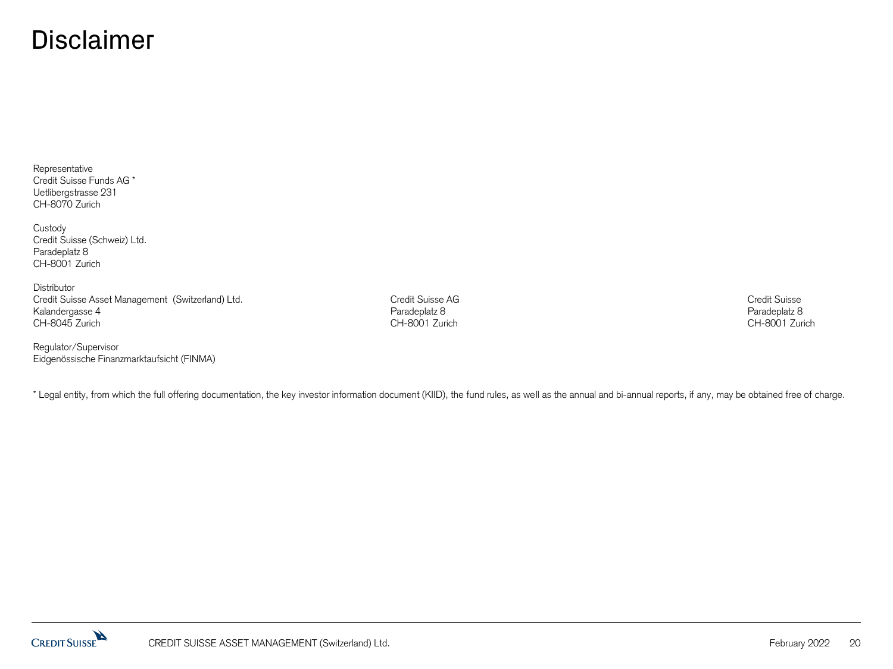# Disclaimer

Representative
Credit Suisse Funds AG *
Uetlibergstrasse 231
CH-8070 Zurich

Custody
Credit Suisse (Schweiz) Ltd.
Paradeplatz 8
CH-8001 Zurich

Distributor
Credit Suisse Asset Management (Switzerland) Ltd.
Kalandergasse 4
CH-8045 Zurich

Credit Suisse AG
Paradeplatz 8
CH-8001 Zurich

Credit Suisse
Paradeplatz 8
CH-8001 Zurich

Regulator/Supervisor
Eidgenössische Finanzmarktaufsicht (FINMA)

* Legal entity, from which the full offering documentation, the key investor information document (KIID), the fund rules, as well as the annual and bi-annual reports, if any, may be obtained free of charge.